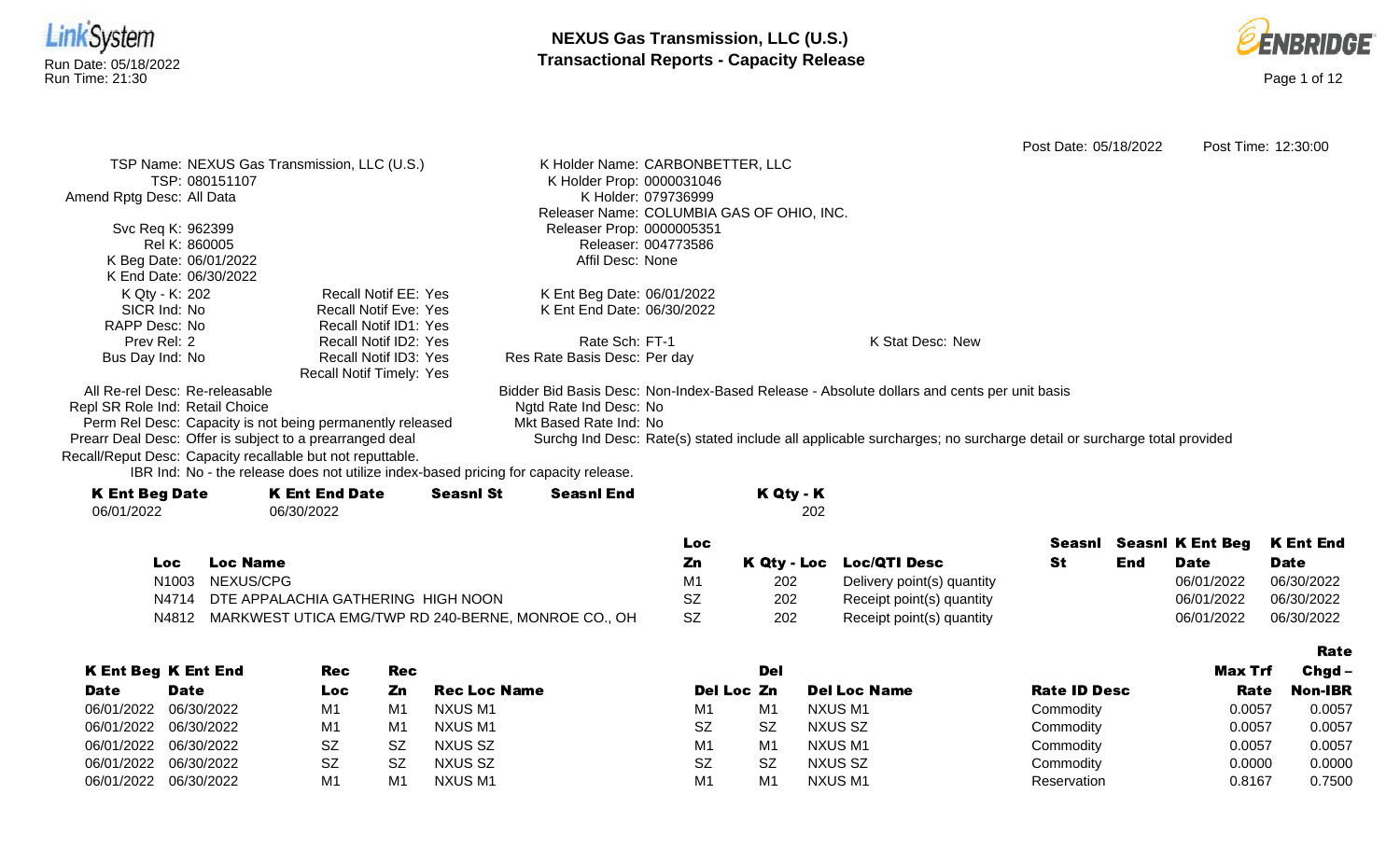# NEXUS Gas Transmission, LLC (U.S.)
## Transactional Reports - Capacity Release

Run Date: 05/18/2022
Run Time: 21:30

Post Date: 05/18/2022 Post Time: 12:30:00

TSP Name: NEXUS Gas Transmission, LLC (U.S.)
TSP: 080151107
Amend Rptg Desc: All Data

Svc Req K: 962399
Rel K: 860005
K Beg Date: 06/01/2022
K End Date: 06/30/2022
K Qty - K: 202
SICR Ind: No
RAPP Desc: No
Prev Rel: 2
Bus Day Ind: No

Recall Notif EE: Yes
Recall Notif Eve: Yes
Recall Notif ID1: Yes
Recall Notif ID2: Yes
Recall Notif ID3: Yes
Recall Notif Timely: Yes

K Holder Name: CARBONBETTER, LLC
K Holder Prop: 0000031046
K Holder: 079736999
Releaser Name: COLUMBIA GAS OF OHIO, INC.
Releaser Prop: 0000005351
Releaser: 004773586
Affil Desc: None

K Ent Beg Date: 06/01/2022
K Ent End Date: 06/30/2022

Rate Sch: FT-1
Res Rate Basis Desc: Per day

K Stat Desc: New

All Re-rel Desc: Re-releasable
Repl SR Role Ind: Retail Choice
Perm Rel Desc: Capacity is not being permanently released
Prearr Deal Desc: Offer is subject to a prearranged deal
Recall/Reput Desc: Capacity recallable but not reputtable.
IBR Ind: No - the release does not utilize index-based pricing for capacity release.

Bidder Bid Basis Desc: Non-Index-Based Release - Absolute dollars and cents per unit basis
Ngtd Rate Ind Desc: No
Mkt Based Rate Ind: No
Surchg Ind Desc: Rate(s) stated include all applicable surcharges; no surcharge detail or surcharge total provided

| K Ent Beg Date | K Ent End Date | Seasnl St | Seasnl End | K Qty - K |
|---|---|---|---|---|
| 06/01/2022 | 06/30/2022 | | | 202 |

| Loc | Loc Name | Loc Zn | K Qty - Loc | Loc/QTI Desc | Seasnl St | Seasnl End | K Ent Beg Date | K Ent End Date |
|---|---|---|---|---|---|---|---|---|
| N1003 | NEXUS/CPG | M1 | 202 | Delivery point(s) quantity | | | 06/01/2022 | 06/30/2022 |
| N4714 | DTE APPALACHIA GATHERING HIGH NOON | SZ | 202 | Receipt point(s) quantity | | | 06/01/2022 | 06/30/2022 |
| N4812 | MARKWEST UTICA EMG/TWP RD 240-BERNE, MONROE CO., OH | SZ | 202 | Receipt point(s) quantity | | | 06/01/2022 | 06/30/2022 |

| K Ent Beg Date | K Ent End Date | Rec Loc | Rec Zn | Rec Loc Name | Del Loc | Del Zn | Del Loc Name | Rate ID Desc | Max Trf Rate | Rate Chgd – Non-IBR |
|---|---|---|---|---|---|---|---|---|---|---|
| 06/01/2022 | 06/30/2022 | M1 | M1 | NXUS M1 | M1 | M1 | NXUS M1 | Commodity | 0.0057 | 0.0057 |
| 06/01/2022 | 06/30/2022 | M1 | M1 | NXUS M1 | SZ | SZ | NXUS SZ | Commodity | 0.0057 | 0.0057 |
| 06/01/2022 | 06/30/2022 | SZ | SZ | NXUS SZ | M1 | M1 | NXUS M1 | Commodity | 0.0057 | 0.0057 |
| 06/01/2022 | 06/30/2022 | SZ | SZ | NXUS SZ | SZ | SZ | NXUS SZ | Commodity | 0.0000 | 0.0000 |
| 06/01/2022 | 06/30/2022 | M1 | M1 | NXUS M1 | M1 | M1 | NXUS M1 | Reservation | 0.8167 | 0.7500 |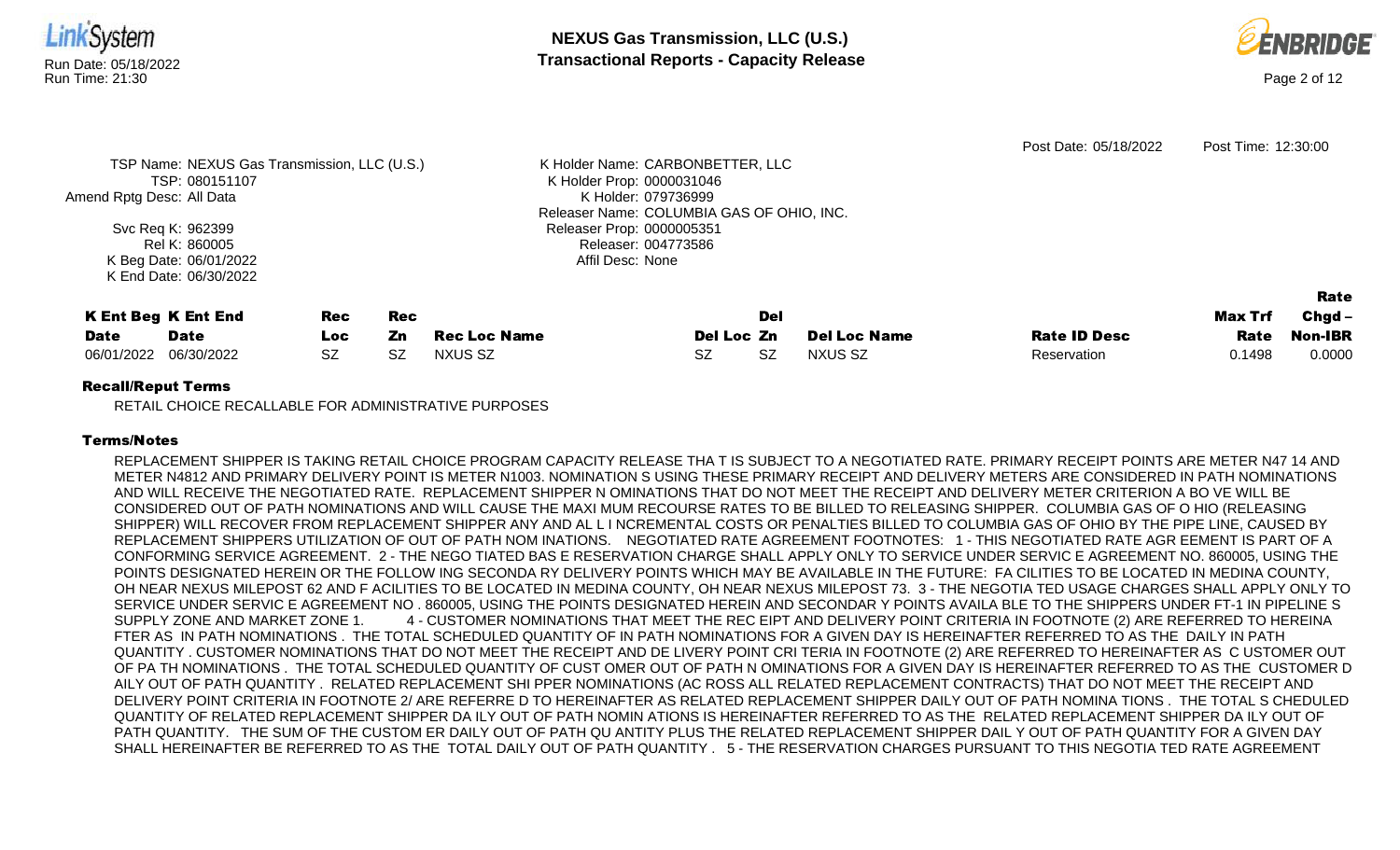Post Date: 05/18/2022 Post Time: 12:30:00

TSP Name: NEXUS Gas Transmission, LLC (U.S.)
TSP: 080151107
Amend Rptg Desc: All Data
Svc Req K: 962399
Rel K: 860005
K Beg Date: 06/01/2022
K End Date: 06/30/2022

K Holder Name: CARBONBETTER, LLC
K Holder Prop: 0000031046
K Holder: 079736999
Releaser Name: COLUMBIA GAS OF OHIO, INC.
Releaser Prop: 0000005351
Releaser: 004773586
Affil Desc: None

| K Ent Beg Date | K Ent End Date | Rec Loc | Rec Zn | Rec Loc Name | Del Loc | Del Zn | Del Loc Name | Rate ID Desc | Max Trf Rate | Rate Chgd – Non-IBR |
|---|---|---|---|---|---|---|---|---|---|---|
| 06/01/2022 | 06/30/2022 | SZ | SZ | NXUS SZ | SZ | SZ | NXUS SZ | Reservation | 0.1498 | 0.0000 |

**Recall/Reput Terms**

RETAIL CHOICE RECALLABLE FOR ADMINISTRATIVE PURPOSES

**Terms/Notes**

REPLACEMENT SHIPPER IS TAKING RETAIL CHOICE PROGRAM CAPACITY RELEASE THA T IS SUBJECT TO A NEGOTIATED RATE. PRIMARY RECEIPT POINTS ARE METER N47 14 AND METER N4812 AND PRIMARY DELIVERY POINT IS METER N1003. NOMINATION S USING THESE PRIMARY RECEIPT AND DELIVERY METERS ARE CONSIDERED IN PATH NOMINATIONS AND WILL RECEIVE THE NEGOTIATED RATE. REPLACEMENT SHIPPER N OMINATIONS THAT DO NOT MEET THE RECEIPT AND DELIVERY METER CRITERION A BO VE WILL BE CONSIDERED OUT OF PATH NOMINATIONS AND WILL CAUSE THE MAXI MUM RECOURSE RATES TO BE BILLED TO RELEASING SHIPPER. COLUMBIA GAS OF O HIO (RELEASING SHIPPER) WILL RECOVER FROM REPLACEMENT SHIPPER ANY AND AL L I NCREMENTAL COSTS OR PENALTIES BILLED TO COLUMBIA GAS OF OHIO BY THE PIPE LINE, CAUSED BY REPLACEMENT SHIPPERS UTILIZATION OF OUT OF PATH NOM INATIONS. NEGOTIATED RATE AGREEMENT FOOTNOTES: 1 - THIS NEGOTIATED RATE AGR EEMENT IS PART OF A CONFORMING SERVICE AGREEMENT. 2 - THE NEGO TIATED BAS E RESERVATION CHARGE SHALL APPLY ONLY TO SERVICE UNDER SERVIC E AGREEMENT NO. 860005, USING THE POINTS DESIGNATED HEREIN OR THE FOLLOW ING SECONDA RY DELIVERY POINTS WHICH MAY BE AVAILABLE IN THE FUTURE: FA CILITIES TO BE LOCATED IN MEDINA COUNTY, OH NEAR NEXUS MILEPOST 62 AND F ACILITIES TO BE LOCATED IN MEDINA COUNTY, OH NEAR NEXUS MILEPOST 73. 3 - THE NEGOTIA TED USAGE CHARGES SHALL APPLY ONLY TO SERVICE UNDER SERVIC E AGREEMENT NO . 860005, USING THE POINTS DESIGNATED HEREIN AND SECONDAR Y POINTS AVAILA BLE TO THE SHIPPERS UNDER FT-1 IN PIPELINE S SUPPLY ZONE AND MARKET ZONE 1. 4 - CUSTOMER NOMINATIONS THAT MEET THE REC EIPT AND DELIVERY POINT CRITERIA IN FOOTNOTE (2) ARE REFERRED TO HEREINA FTER AS IN PATH NOMINATIONS . THE TOTAL SCHEDULED QUANTITY OF IN PATH NOMINATIONS FOR A GIVEN DAY IS HEREINAFTER REFERRED TO AS THE DAILY IN PATH QUANTITY . CUSTOMER NOMINATIONS THAT DO NOT MEET THE RECEIPT AND DE LIVERY POINT CRI TERIA IN FOOTNOTE (2) ARE REFERRED TO HEREINAFTER AS C USTOMER OUT OF PA TH NOMINATIONS . THE TOTAL SCHEDULED QUANTITY OF CUST OMER OUT OF PATH N OMINATIONS FOR A GIVEN DAY IS HEREINAFTER REFERRED TO AS THE CUSTOMER D AILY OUT OF PATH QUANTITY . RELATED REPLACEMENT SHI PPER NOMINATIONS (AC ROSS ALL RELATED REPLACEMENT CONTRACTS) THAT DO NOT MEET THE RECEIPT AND DELIVERY POINT CRITERIA IN FOOTNOTE 2/ ARE REFERRE D TO HEREINAFTER AS RELATED REPLACEMENT SHIPPER DAILY OUT OF PATH NOMINA TIONS . THE TOTAL S CHEDULED QUANTITY OF RELATED REPLACEMENT SHIPPER DA ILY OUT OF PATH NOMIN ATIONS IS HEREINAFTER REFERRED TO AS THE RELATED REPLACEMENT SHIPPER DA ILY OUT OF PATH QUANTITY. THE SUM OF THE CUSTOM ER DAILY OUT OF PATH QU ANTITY PLUS THE RELATED REPLACEMENT SHIPPER DAIL Y OUT OF PATH QUANTITY FOR A GIVEN DAY SHALL HEREINAFTER BE REFERRED TO AS THE TOTAL DAILY OUT OF PATH QUANTITY . 5 - THE RESERVATION CHARGES PURSUANT TO THIS NEGOTIA TED RATE AGREEMENT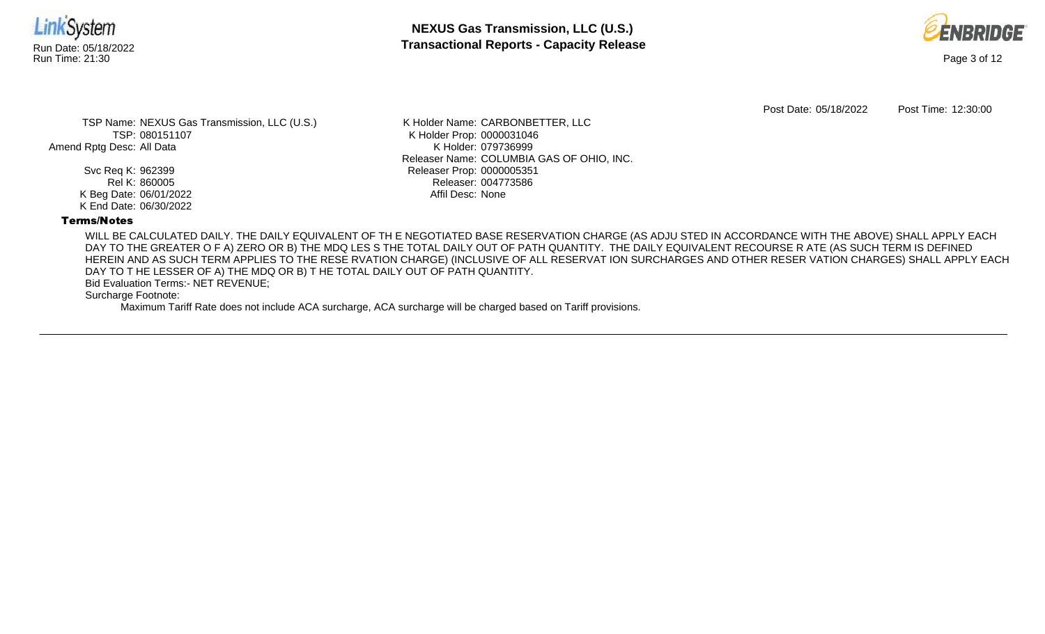Post Date: 05/18/2022 Post Time: 12:30:00

TSP Name: NEXUS Gas Transmission, LLC (U.S.)
TSP: 080151107
Amend Rptg Desc: All Data

Svc Req K: 962399
Rel K: 860005
K Beg Date: 06/01/2022
K End Date: 06/30/2022

K Holder Name: CARBONBETTER, LLC
K Holder Prop: 0000031046
K Holder: 079736999
Releaser Name: COLUMBIA GAS OF OHIO, INC.
Releaser Prop: 0000005351
Releaser: 004773586
Affil Desc: None

**Terms/Notes**

WILL BE CALCULATED DAILY. THE DAILY EQUIVALENT OF TH E NEGOTIATED BASE RESERVATION CHARGE (AS ADJU STED IN ACCORDANCE WITH THE ABOVE) SHALL APPLY EACH DAY TO THE GREATER O F A) ZERO OR B) THE MDQ LES S THE TOTAL DAILY OUT OF PATH QUANTITY. THE DAILY EQUIVALENT RECOURSE R ATE (AS SUCH TERM IS DEFINED HEREIN AND AS SUCH TERM APPLIES TO THE RESE RVATION CHARGE) (INCLUSIVE OF ALL RESERVAT ION SURCHARGES AND OTHER RESER VATION CHARGES) SHALL APPLY EACH DAY TO T HE LESSER OF A) THE MDQ OR B) T HE TOTAL DAILY OUT OF PATH QUANTITY.

Bid Evaluation Terms:- NET REVENUE;

Surcharge Footnote:

Maximum Tariff Rate does not include ACA surcharge, ACA surcharge will be charged based on Tariff provisions.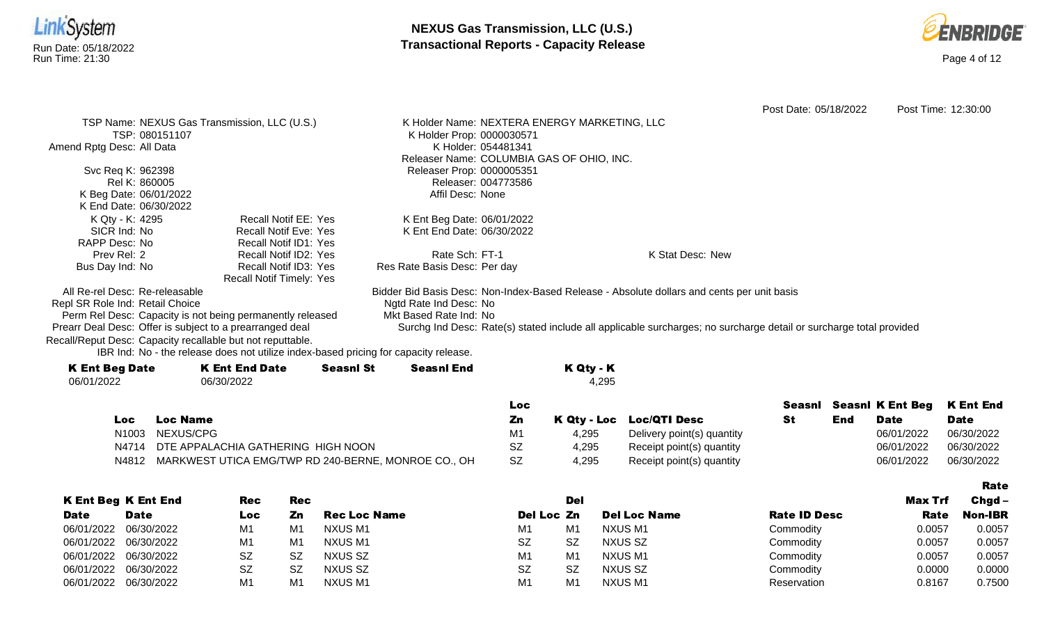Post Date: 05/18/2022 Post Time: 12:30:00

TSP Name: NEXUS Gas Transmission, LLC (U.S.)
TSP: 080151107
Amend Rptg Desc: All Data

Svc Req K: 962398
Rel K: 860005
K Beg Date: 06/01/2022
K End Date: 06/30/2022
K Qty - K: 4295
SICR Ind: No
RAPP Desc: No
Prev Rel: 2
Bus Day Ind: No

Recall Notif EE: Yes
Recall Notif Eve: Yes
Recall Notif ID1: Yes
Recall Notif ID2: Yes
Recall Notif ID3: Yes
Recall Notif Timely: Yes

K Holder Name: NEXTERA ENERGY MARKETING, LLC
K Holder Prop: 0000030571
K Holder: 054481341
Releaser Name: COLUMBIA GAS OF OHIO, INC.
Releaser Prop: 0000005351
Releaser: 004773586
Affil Desc: None

K Ent Beg Date: 06/01/2022
K Ent End Date: 06/30/2022

Rate Sch: FT-1
Res Rate Basis Desc: Per day

K Stat Desc: New

All Re-rel Desc: Re-releasable
Repl SR Role Ind: Retail Choice
Perm Rel Desc: Capacity is not being permanently released
Prearr Deal Desc: Offer is subject to a prearranged deal
Recall/Reput Desc: Capacity recallable but not reputtable.
IBR Ind: No - the release does not utilize index-based pricing for capacity release.

Bidder Bid Basis Desc: Non-Index-Based Release - Absolute dollars and cents per unit basis
Ngtd Rate Ind Desc: No
Mkt Based Rate Ind: No
Surchg Ind Desc: Rate(s) stated include all applicable surcharges; no surcharge detail or surcharge total provided

| K Ent Beg Date | K Ent End Date | Seasnl St | Seasnl End | K Qty - K |
|---|---|---|---|---|
| 06/01/2022 | 06/30/2022 | | | 4,295 |

| Loc | Loc Name | Loc Zn | K Qty - Loc | Loc/QTI Desc | Seasnl St | Seasnl End | K Ent Beg Date | K Ent End Date |
|---|---|---|---|---|---|---|---|---|
| N1003 | NEXUS/CPG | M1 | 4,295 | Delivery point(s) quantity | | | 06/01/2022 | 06/30/2022 |
| N4714 | DTE APPALACHIA GATHERING HIGH NOON | SZ | 4,295 | Receipt point(s) quantity | | | 06/01/2022 | 06/30/2022 |
| N4812 | MARKWEST UTICA EMG/TWP RD 240-BERNE, MONROE CO., OH | SZ | 4,295 | Receipt point(s) quantity | | | 06/01/2022 | 06/30/2022 |

| K Ent Beg Date | K Ent End Date | Rec Loc | Rec Zn | Rec Loc Name | Del Loc | Del Zn | Del Loc Name | Rate ID Desc | Max Trf Rate | Rate Chgd – Non-IBR |
|---|---|---|---|---|---|---|---|---|---|---|
| 06/01/2022 | 06/30/2022 | M1 | M1 | NXUS M1 | M1 | M1 | NXUS M1 | Commodity | 0.0057 | 0.0057 |
| 06/01/2022 | 06/30/2022 | M1 | M1 | NXUS M1 | SZ | SZ | NXUS SZ | Commodity | 0.0057 | 0.0057 |
| 06/01/2022 | 06/30/2022 | SZ | SZ | NXUS SZ | M1 | M1 | NXUS M1 | Commodity | 0.0057 | 0.0057 |
| 06/01/2022 | 06/30/2022 | SZ | SZ | NXUS SZ | SZ | SZ | NXUS SZ | Commodity | 0.0000 | 0.0000 |
| 06/01/2022 | 06/30/2022 | M1 | M1 | NXUS M1 | M1 | M1 | NXUS M1 | Reservation | 0.8167 | 0.7500 |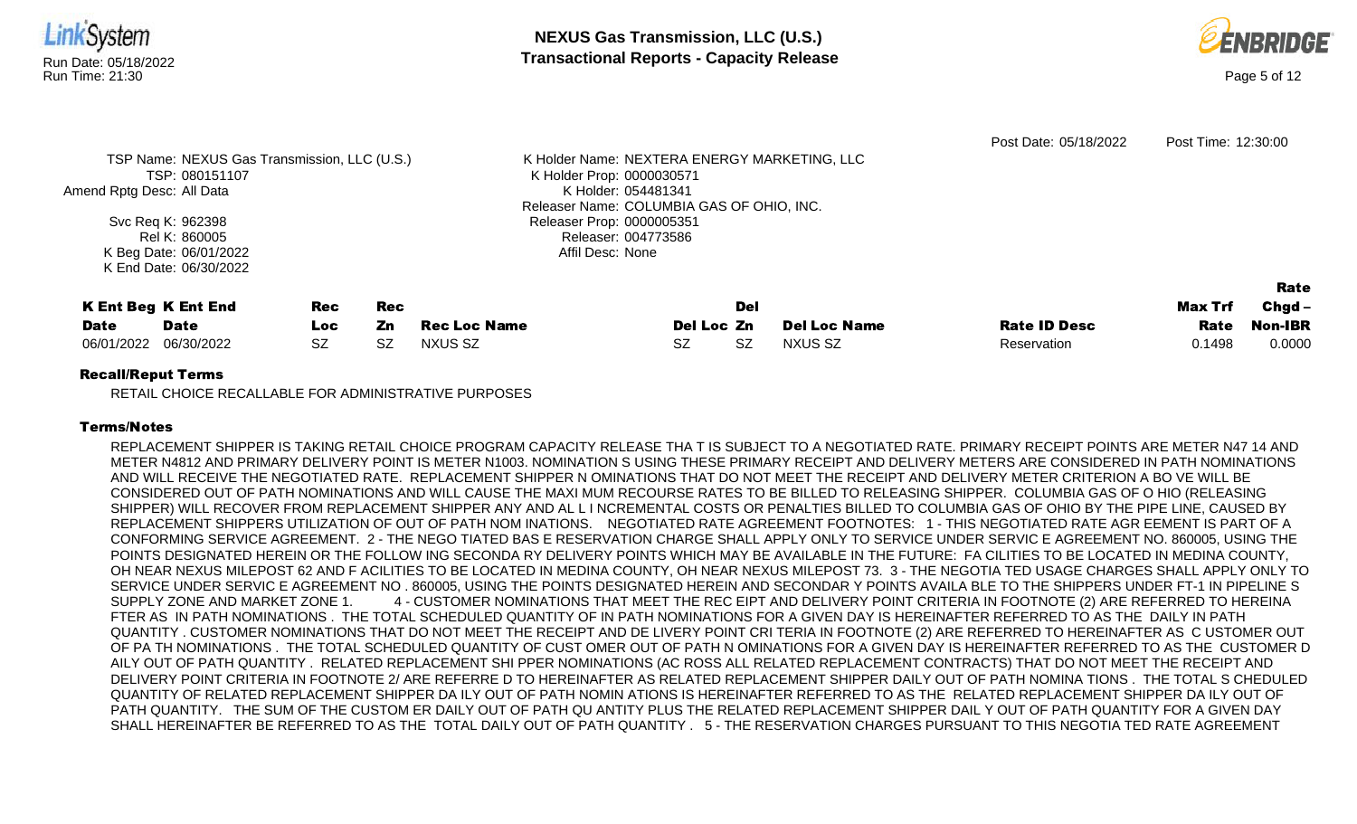Post Date: 05/18/2022 Post Time: 12:30:00

TSP Name: NEXUS Gas Transmission, LLC (U.S.)
TSP: 080151107
Amend Rptg Desc: All Data
Svc Req K: 962398
Rel K: 860005
K Beg Date: 06/01/2022
K End Date: 06/30/2022

K Holder Name: NEXTERA ENERGY MARKETING, LLC
K Holder Prop: 0000030571
K Holder: 054481341
Releaser Name: COLUMBIA GAS OF OHIO, INC.
Releaser Prop: 0000005351
Releaser: 004773586
Affil Desc: None

| K Ent Beg Date | K Ent End Date | Rec Loc | Rec Zn | Rec Loc Name | Del Loc | Del Zn | Del Loc Name | Rate ID Desc | Max Trf Rate | Rate Chgd – Non-IBR |
|---|---|---|---|---|---|---|---|---|---|---|
| 06/01/2022 | 06/30/2022 | SZ | SZ | NXUS SZ | SZ | SZ | NXUS SZ | Reservation | 0.1498 | 0.0000 |

**Recall/Reput Terms**

RETAIL CHOICE RECALLABLE FOR ADMINISTRATIVE PURPOSES

**Terms/Notes**

REPLACEMENT SHIPPER IS TAKING RETAIL CHOICE PROGRAM CAPACITY RELEASE THA T IS SUBJECT TO A NEGOTIATED RATE. PRIMARY RECEIPT POINTS ARE METER N47 14 AND METER N4812 AND PRIMARY DELIVERY POINT IS METER N1003. NOMINATION S USING THESE PRIMARY RECEIPT AND DELIVERY METERS ARE CONSIDERED IN PATH NOMINATIONS AND WILL RECEIVE THE NEGOTIATED RATE. REPLACEMENT SHIPPER N OMINATIONS THAT DO NOT MEET THE RECEIPT AND DELIVERY METER CRITERION A BO VE WILL BE CONSIDERED OUT OF PATH NOMINATIONS AND WILL CAUSE THE MAXI MUM RECOURSE RATES TO BE BILLED TO RELEASING SHIPPER. COLUMBIA GAS OF O HIO (RELEASING SHIPPER) WILL RECOVER FROM REPLACEMENT SHIPPER ANY AND AL L I NCREMENTAL COSTS OR PENALTIES BILLED TO COLUMBIA GAS OF OHIO BY THE PIPE LINE, CAUSED BY REPLACEMENT SHIPPERS UTILIZATION OF OUT OF PATH NOM INATIONS. NEGOTIATED RATE AGREEMENT FOOTNOTES: 1 - THIS NEGOTIATED RATE AGR EEMENT IS PART OF A CONFORMING SERVICE AGREEMENT. 2 - THE NEGO TIATED BAS E RESERVATION CHARGE SHALL APPLY ONLY TO SERVICE UNDER SERVIC E AGREEMENT NO. 860005, USING THE POINTS DESIGNATED HEREIN OR THE FOLLOW ING SECONDA RY DELIVERY POINTS WHICH MAY BE AVAILABLE IN THE FUTURE: FA CILITIES TO BE LOCATED IN MEDINA COUNTY, OH NEAR NEXUS MILEPOST 62 AND F ACILITIES TO BE LOCATED IN MEDINA COUNTY, OH NEAR NEXUS MILEPOST 73. 3 - THE NEGOTIA TED USAGE CHARGES SHALL APPLY ONLY TO SERVICE UNDER SERVIC E AGREEMENT NO . 860005, USING THE POINTS DESIGNATED HEREIN AND SECONDAR Y POINTS AVAILA BLE TO THE SHIPPERS UNDER FT-1 IN PIPELINE S SUPPLY ZONE AND MARKET ZONE 1. 4 - CUSTOMER NOMINATIONS THAT MEET THE REC EIPT AND DELIVERY POINT CRITERIA IN FOOTNOTE (2) ARE REFERRED TO HEREINA FTER AS IN PATH NOMINATIONS . THE TOTAL SCHEDULED QUANTITY OF IN PATH NOMINATIONS FOR A GIVEN DAY IS HEREINAFTER REFERRED TO AS THE DAILY IN PATH QUANTITY . CUSTOMER NOMINATIONS THAT DO NOT MEET THE RECEIPT AND DE LIVERY POINT CRI TERIA IN FOOTNOTE (2) ARE REFERRED TO HEREINAFTER AS C USTOMER OUT OF PA TH NOMINATIONS . THE TOTAL SCHEDULED QUANTITY OF CUST OMER OUT OF PATH N OMINATIONS FOR A GIVEN DAY IS HEREINAFTER REFERRED TO AS THE CUSTOMER D AILY OUT OF PATH QUANTITY . RELATED REPLACEMENT SHI PPER NOMINATIONS (AC ROSS ALL RELATED REPLACEMENT CONTRACTS) THAT DO NOT MEET THE RECEIPT AND DELIVERY POINT CRITERIA IN FOOTNOTE 2/ ARE REFERRE D TO HEREINAFTER AS RELATED REPLACEMENT SHIPPER DAILY OUT OF PATH NOMINA TIONS . THE TOTAL S CHEDULED QUANTITY OF RELATED REPLACEMENT SHIPPER DA ILY OUT OF PATH NOMIN ATIONS IS HEREINAFTER REFERRED TO AS THE RELATED REPLACEMENT SHIPPER DA ILY OUT OF PATH QUANTITY. THE SUM OF THE CUSTOM ER DAILY OUT OF PATH QU ANTITY PLUS THE RELATED REPLACEMENT SHIPPER DAIL Y OUT OF PATH QUANTITY FOR A GIVEN DAY SHALL HEREINAFTER BE REFERRED TO AS THE TOTAL DAILY OUT OF PATH QUANTITY . 5 - THE RESERVATION CHARGES PURSUANT TO THIS NEGOTIA TED RATE AGREEMENT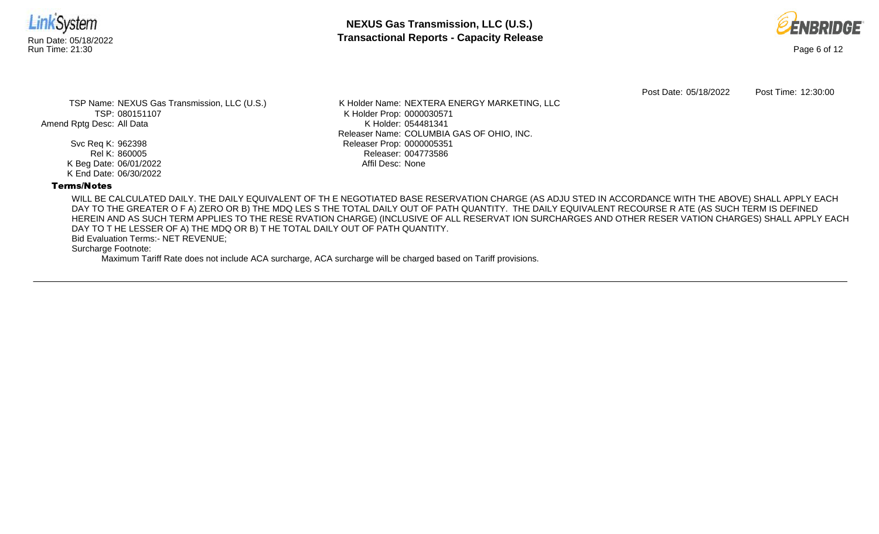Post Date: 05/18/2022 Post Time: 12:30:00

TSP Name: NEXUS Gas Transmission, LLC (U.S.)
TSP: 080151107
Amend Rptg Desc: All Data

Svc Req K: 962398
Rel K: 860005
K Beg Date: 06/01/2022
K End Date: 06/30/2022

K Holder Name: NEXTERA ENERGY MARKETING, LLC
K Holder Prop: 0000030571
K Holder: 054481341
Releaser Name: COLUMBIA GAS OF OHIO, INC.
Releaser Prop: 0000005351
Releaser: 004773586
Affil Desc: None

**Terms/Notes**

WILL BE CALCULATED DAILY. THE DAILY EQUIVALENT OF TH E NEGOTIATED BASE RESERVATION CHARGE (AS ADJU STED IN ACCORDANCE WITH THE ABOVE) SHALL APPLY EACH DAY TO THE GREATER O F A) ZERO OR B) THE MDQ LES S THE TOTAL DAILY OUT OF PATH QUANTITY. THE DAILY EQUIVALENT RECOURSE R ATE (AS SUCH TERM IS DEFINED HEREIN AND AS SUCH TERM APPLIES TO THE RESE RVATION CHARGE) (INCLUSIVE OF ALL RESERVAT ION SURCHARGES AND OTHER RESER VATION CHARGES) SHALL APPLY EACH DAY TO T HE LESSER OF A) THE MDQ OR B) T HE TOTAL DAILY OUT OF PATH QUANTITY.

Bid Evaluation Terms:- NET REVENUE;

Surcharge Footnote:

Maximum Tariff Rate does not include ACA surcharge, ACA surcharge will be charged based on Tariff provisions.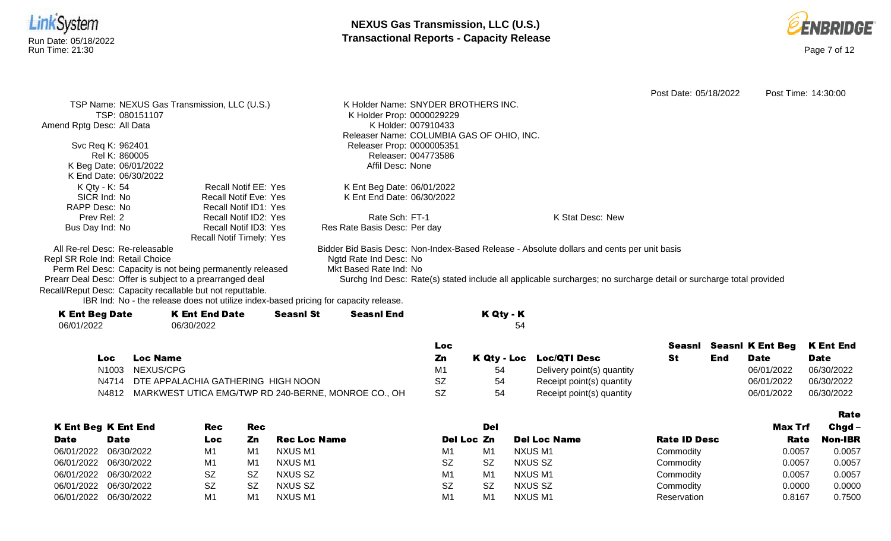Post Date: 05/18/2022 Post Time: 14:30:00

TSP Name: NEXUS Gas Transmission, LLC (U.S.)
TSP: 080151107
Amend Rptg Desc: All Data

Svc Req K: 962401
Rel K: 860005
K Beg Date: 06/01/2022
K End Date: 06/30/2022
K Qty - K: 54
SICR Ind: No
RAPP Desc: No
Prev Rel: 2
Bus Day Ind: No

Recall Notif EE: Yes
Recall Notif Eve: Yes
Recall Notif ID1: Yes
Recall Notif ID2: Yes
Recall Notif ID3: Yes
Recall Notif Timely: Yes

K Holder Name: SNYDER BROTHERS INC.
K Holder Prop: 0000029229
K Holder: 007910433
Releaser Name: COLUMBIA GAS OF OHIO, INC.
Releaser Prop: 0000005351
Releaser: 004773586
Affil Desc: None

K Ent Beg Date: 06/01/2022
K Ent End Date: 06/30/2022

Rate Sch: FT-1
Res Rate Basis Desc: Per day

K Stat Desc: New

All Re-rel Desc: Re-releasable
Repl SR Role Ind: Retail Choice
Perm Rel Desc: Capacity is not being permanently released
Prearr Deal Desc: Offer is subject to a prearranged deal
Recall/Reput Desc: Capacity recallable but not reputtable.
IBR Ind: No - the release does not utilize index-based pricing for capacity release.

Bidder Bid Basis Desc: Non-Index-Based Release - Absolute dollars and cents per unit basis
Ngtd Rate Ind Desc: No
Mkt Based Rate Ind: No
Surchg Ind Desc: Rate(s) stated include all applicable surcharges; no surcharge detail or surcharge total provided

| K Ent Beg Date | K Ent End Date | Seasnl St | Seasnl End | K Qty - K |
|---|---|---|---|---|
| 06/01/2022 | 06/30/2022 | | | 54 |

| Loc | Loc Name | Loc Zn | K Qty - Loc | Loc/QTI Desc | Seasnl St | Seasnl End | K Ent Beg Date | K Ent End Date |
|---|---|---|---|---|---|---|---|---|
| N1003 | NEXUS/CPG | M1 | 54 | Delivery point(s) quantity | | | 06/01/2022 | 06/30/2022 |
| N4714 | DTE APPALACHIA GATHERING HIGH NOON | SZ | 54 | Receipt point(s) quantity | | | 06/01/2022 | 06/30/2022 |
| N4812 | MARKWEST UTICA EMG/TWP RD 240-BERNE, MONROE CO., OH | SZ | 54 | Receipt point(s) quantity | | | 06/01/2022 | 06/30/2022 |

| K Ent Beg Date | K Ent End Date | Rec Loc | Rec Zn | Rec Loc Name | Del Loc | Del Zn | Del Loc Name | Rate ID Desc | Max Trf Rate | Rate Chgd – Non-IBR |
|---|---|---|---|---|---|---|---|---|---|---|
| 06/01/2022 | 06/30/2022 | M1 | M1 | NXUS M1 | M1 | M1 | NXUS M1 | Commodity | 0.0057 | 0.0057 |
| 06/01/2022 | 06/30/2022 | M1 | M1 | NXUS M1 | SZ | SZ | NXUS SZ | Commodity | 0.0057 | 0.0057 |
| 06/01/2022 | 06/30/2022 | SZ | SZ | NXUS SZ | M1 | M1 | NXUS M1 | Commodity | 0.0057 | 0.0057 |
| 06/01/2022 | 06/30/2022 | SZ | SZ | NXUS SZ | SZ | SZ | NXUS SZ | Commodity | 0.0000 | 0.0000 |
| 06/01/2022 | 06/30/2022 | M1 | M1 | NXUS M1 | M1 | M1 | NXUS M1 | Reservation | 0.8167 | 0.7500 |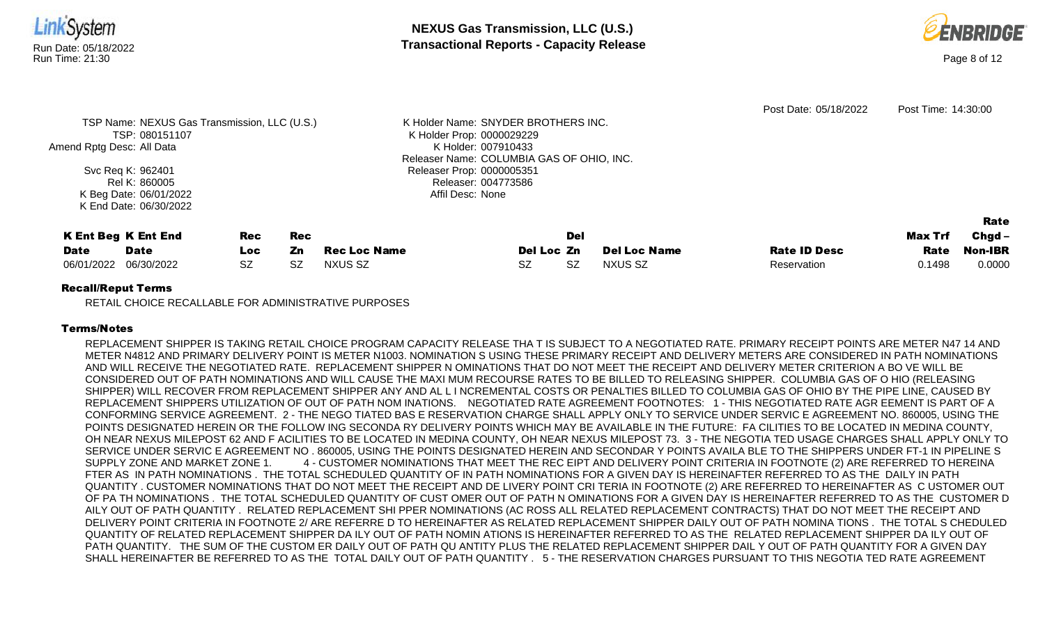Post Date: 05/18/2022 Post Time: 14:30:00

TSP Name: NEXUS Gas Transmission, LLC (U.S.)
TSP: 080151107
Amend Rptg Desc: All Data
Svc Req K: 962401
Rel K: 860005
K Beg Date: 06/01/2022
K End Date: 06/30/2022

K Holder Name: SNYDER BROTHERS INC.
K Holder Prop: 0000029229
K Holder: 007910433
Releaser Name: COLUMBIA GAS OF OHIO, INC.
Releaser Prop: 0000005351
Releaser: 004773586
Affil Desc: None

| K Ent Beg Date | K Ent End Date | Rec Loc | Rec Zn | Rec Loc Name | Del Loc | Del Zn | Del Loc Name | Rate ID Desc | Max Trf Rate | Rate Chgd – Non-IBR |
|---|---|---|---|---|---|---|---|---|---|---|
| 06/01/2022 | 06/30/2022 | SZ | SZ | NXUS SZ | SZ | SZ | NXUS SZ | Reservation | 0.1498 | 0.0000 |

**Recall/Reput Terms**

RETAIL CHOICE RECALLABLE FOR ADMINISTRATIVE PURPOSES

**Terms/Notes**

REPLACEMENT SHIPPER IS TAKING RETAIL CHOICE PROGRAM CAPACITY RELEASE THA T IS SUBJECT TO A NEGOTIATED RATE. PRIMARY RECEIPT POINTS ARE METER N47 14 AND METER N4812 AND PRIMARY DELIVERY POINT IS METER N1003. NOMINATION S USING THESE PRIMARY RECEIPT AND DELIVERY METERS ARE CONSIDERED IN PATH NOMINATIONS AND WILL RECEIVE THE NEGOTIATED RATE. REPLACEMENT SHIPPER N OMINATIONS THAT DO NOT MEET THE RECEIPT AND DELIVERY METER CRITERION A BO VE WILL BE CONSIDERED OUT OF PATH NOMINATIONS AND WILL CAUSE THE MAXI MUM RECOURSE RATES TO BE BILLED TO RELEASING SHIPPER. COLUMBIA GAS OF O HIO (RELEASING SHIPPER) WILL RECOVER FROM REPLACEMENT SHIPPER ANY AND AL L I NCREMENTAL COSTS OR PENALTIES BILLED TO COLUMBIA GAS OF OHIO BY THE PIPE LINE, CAUSED BY REPLACEMENT SHIPPERS UTILIZATION OF OUT OF PATH NOM INATIONS. NEGOTIATED RATE AGREEMENT FOOTNOTES: 1 - THIS NEGOTIATED RATE AGR EEMENT IS PART OF A CONFORMING SERVICE AGREEMENT. 2 - THE NEGO TIATED BAS E RESERVATION CHARGE SHALL APPLY ONLY TO SERVICE UNDER SERVIC E AGREEMENT NO. 860005, USING THE POINTS DESIGNATED HEREIN OR THE FOLLOW ING SECONDA RY DELIVERY POINTS WHICH MAY BE AVAILABLE IN THE FUTURE: FA CILITIES TO BE LOCATED IN MEDINA COUNTY, OH NEAR NEXUS MILEPOST 62 AND F ACILITIES TO BE LOCATED IN MEDINA COUNTY, OH NEAR NEXUS MILEPOST 73. 3 - THE NEGOTIA TED USAGE CHARGES SHALL APPLY ONLY TO SERVICE UNDER SERVIC E AGREEMENT NO . 860005, USING THE POINTS DESIGNATED HEREIN AND SECONDAR Y POINTS AVAILA BLE TO THE SHIPPERS UNDER FT-1 IN PIPELINE S SUPPLY ZONE AND MARKET ZONE 1. 4 - CUSTOMER NOMINATIONS THAT MEET THE REC EIPT AND DELIVERY POINT CRITERIA IN FOOTNOTE (2) ARE REFERRED TO HEREINA FTER AS IN PATH NOMINATIONS . THE TOTAL SCHEDULED QUANTITY OF IN PATH NOMINATIONS FOR A GIVEN DAY IS HEREINAFTER REFERRED TO AS THE DAILY IN PATH QUANTITY . CUSTOMER NOMINATIONS THAT DO NOT MEET THE RECEIPT AND DE LIVERY POINT CRI TERIA IN FOOTNOTE (2) ARE REFERRED TO HEREINAFTER AS C USTOMER OUT OF PA TH NOMINATIONS . THE TOTAL SCHEDULED QUANTITY OF CUST OMER OUT OF PATH N OMINATIONS FOR A GIVEN DAY IS HEREINAFTER REFERRED TO AS THE CUSTOMER D AILY OUT OF PATH QUANTITY . RELATED REPLACEMENT SHI PPER NOMINATIONS (AC ROSS ALL RELATED REPLACEMENT CONTRACTS) THAT DO NOT MEET THE RECEIPT AND DELIVERY POINT CRITERIA IN FOOTNOTE 2/ ARE REFERRE D TO HEREINAFTER AS RELATED REPLACEMENT SHIPPER DAILY OUT OF PATH NOMINA TIONS . THE TOTAL S CHEDULED QUANTITY OF RELATED REPLACEMENT SHIPPER DA ILY OUT OF PATH NOMIN ATIONS IS HEREINAFTER REFERRED TO AS THE RELATED REPLACEMENT SHIPPER DA ILY OUT OF PATH QUANTITY. THE SUM OF THE CUSTOM ER DAILY OUT OF PATH QU ANTITY PLUS THE RELATED REPLACEMENT SHIPPER DAIL Y OUT OF PATH QUANTITY FOR A GIVEN DAY SHALL HEREINAFTER BE REFERRED TO AS THE TOTAL DAILY OUT OF PATH QUANTITY . 5 - THE RESERVATION CHARGES PURSUANT TO THIS NEGOTIA TED RATE AGREEMENT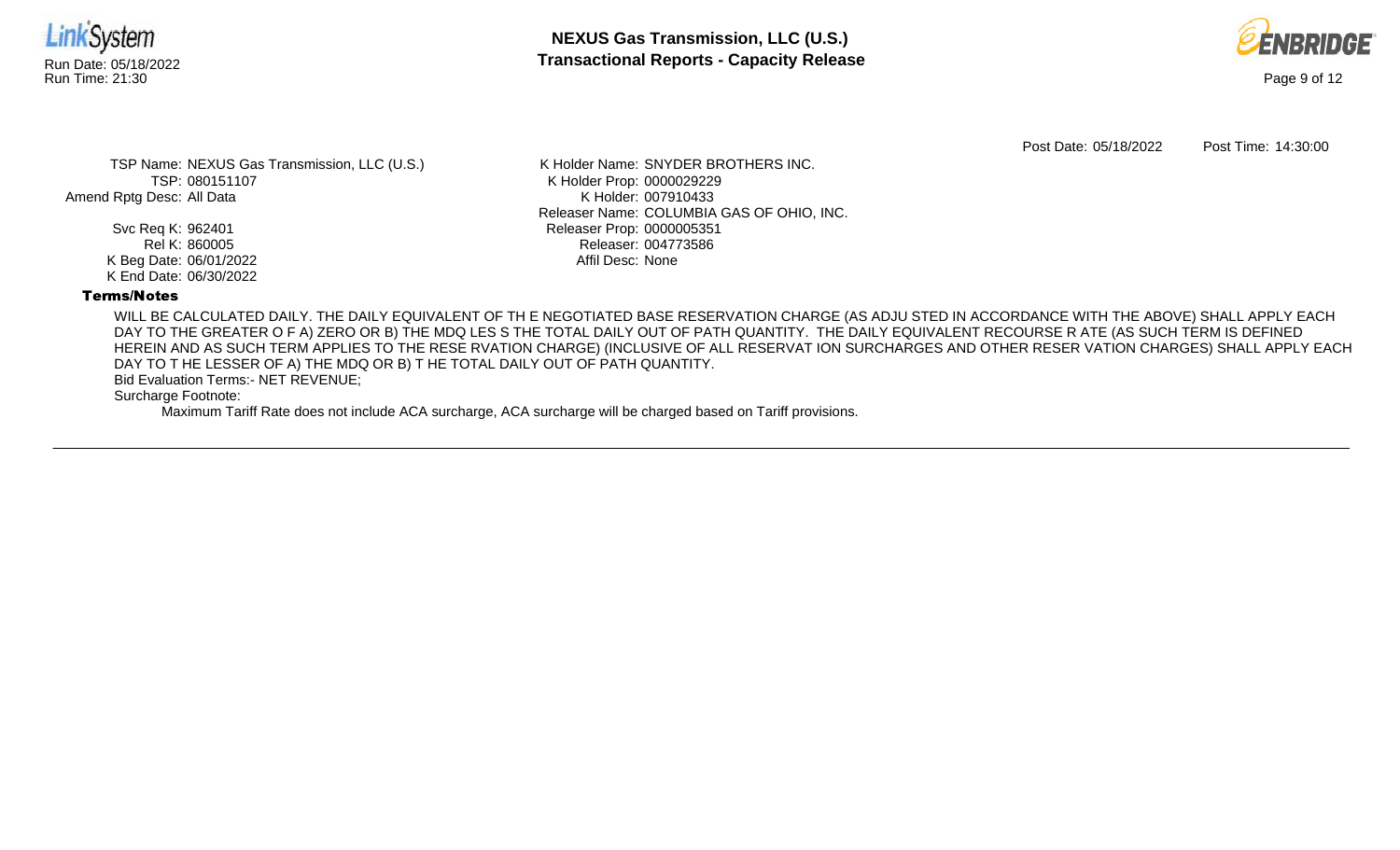Post Date: 05/18/2022 Post Time: 14:30:00

TSP Name: NEXUS Gas Transmission, LLC (U.S.)
TSP: 080151107
Amend Rptg Desc: All Data

Svc Req K: 962401
Rel K: 860005
K Beg Date: 06/01/2022
K End Date: 06/30/2022

K Holder Name: SNYDER BROTHERS INC.
K Holder Prop: 0000029229
K Holder: 007910433
Releaser Name: COLUMBIA GAS OF OHIO, INC.
Releaser Prop: 0000005351
Releaser: 004773586
Affil Desc: None

**Terms/Notes**

WILL BE CALCULATED DAILY. THE DAILY EQUIVALENT OF TH E NEGOTIATED BASE RESERVATION CHARGE (AS ADJU STED IN ACCORDANCE WITH THE ABOVE) SHALL APPLY EACH DAY TO THE GREATER O F A) ZERO OR B) THE MDQ LES S THE TOTAL DAILY OUT OF PATH QUANTITY. THE DAILY EQUIVALENT RECOURSE R ATE (AS SUCH TERM IS DEFINED HEREIN AND AS SUCH TERM APPLIES TO THE RESE RVATION CHARGE) (INCLUSIVE OF ALL RESERVAT ION SURCHARGES AND OTHER RESER VATION CHARGES) SHALL APPLY EACH DAY TO T HE LESSER OF A) THE MDQ OR B) T HE TOTAL DAILY OUT OF PATH QUANTITY.

Bid Evaluation Terms:- NET REVENUE;

Surcharge Footnote:

Maximum Tariff Rate does not include ACA surcharge, ACA surcharge will be charged based on Tariff provisions.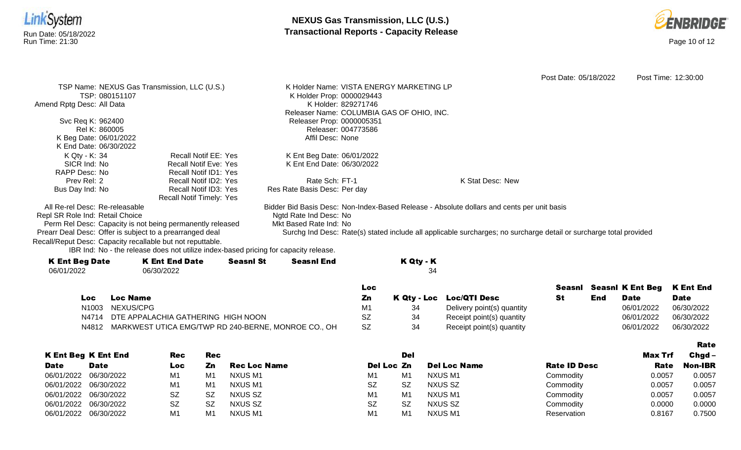# NEXUS Gas Transmission, LLC (U.S.)
## Transactional Reports - Capacity Release

Run Date: 05/18/2022
Run Time: 21:30

Post Date: 05/18/2022 Post Time: 12:30:00

TSP Name: NEXUS Gas Transmission, LLC (U.S.)
TSP: 080151107
Amend Rptg Desc: All Data

Svc Req K: 962400
Rel K: 860005
K Beg Date: 06/01/2022
K End Date: 06/30/2022
K Qty - K: 34
SICR Ind: No
RAPP Desc: No
Prev Rel: 2
Bus Day Ind: No

Recall Notif EE: Yes
Recall Notif Eve: Yes
Recall Notif ID1: Yes
Recall Notif ID2: Yes
Recall Notif ID3: Yes
Recall Notif Timely: Yes

K Holder Name: VISTA ENERGY MARKETING LP
K Holder Prop: 0000029443
K Holder: 829271746
Releaser Name: COLUMBIA GAS OF OHIO, INC.
Releaser Prop: 0000005351
Releaser: 004773586
Affil Desc: None

K Ent Beg Date: 06/01/2022
K Ent End Date: 06/30/2022

Rate Sch: FT-1
Res Rate Basis Desc: Per day

K Stat Desc: New

All Re-rel Desc: Re-releasable
Repl SR Role Ind: Retail Choice
Perm Rel Desc: Capacity is not being permanently released
Prearr Deal Desc: Offer is subject to a prearranged deal
Recall/Reput Desc: Capacity recallable but not reputtable.
IBR Ind: No - the release does not utilize index-based pricing for capacity release.

Bidder Bid Basis Desc: Non-Index-Based Release - Absolute dollars and cents per unit basis
Ngtd Rate Ind Desc: No
Mkt Based Rate Ind: No
Surchg Ind Desc: Rate(s) stated include all applicable surcharges; no surcharge detail or surcharge total provided

| K Ent Beg Date | K Ent End Date | Seasnl St | Seasnl End | K Qty - K |
|---|---|---|---|---|
| 06/01/2022 | 06/30/2022 | | | 34 |

| Loc | Loc Name | Loc Zn | K Qty - Loc | Loc/QTI Desc | Seasnl St | Seasnl End | K Ent Beg Date | K Ent End Date |
|---|---|---|---|---|---|---|---|---|
| N1003 | NEXUS/CPG | M1 | 34 | Delivery point(s) quantity | | | 06/01/2022 | 06/30/2022 |
| N4714 | DTE APPALACHIA GATHERING HIGH NOON | SZ | 34 | Receipt point(s) quantity | | | 06/01/2022 | 06/30/2022 |
| N4812 | MARKWEST UTICA EMG/TWP RD 240-BERNE, MONROE CO., OH | SZ | 34 | Receipt point(s) quantity | | | 06/01/2022 | 06/30/2022 |

| K Ent Beg Date | K Ent End Date | Rec Loc | Rec Zn | Rec Loc Name | Del Loc | Del Zn | Del Loc Name | Rate ID Desc | Max Trf Rate | Rate Chgd – Non-IBR |
|---|---|---|---|---|---|---|---|---|---|---|
| 06/01/2022 | 06/30/2022 | M1 | M1 | NXUS M1 | M1 | M1 | NXUS M1 | Commodity | 0.0057 | 0.0057 |
| 06/01/2022 | 06/30/2022 | M1 | M1 | NXUS M1 | SZ | SZ | NXUS SZ | Commodity | 0.0057 | 0.0057 |
| 06/01/2022 | 06/30/2022 | SZ | SZ | NXUS SZ | M1 | M1 | NXUS M1 | Commodity | 0.0057 | 0.0057 |
| 06/01/2022 | 06/30/2022 | SZ | SZ | NXUS SZ | SZ | SZ | NXUS SZ | Commodity | 0.0000 | 0.0000 |
| 06/01/2022 | 06/30/2022 | M1 | M1 | NXUS M1 | M1 | M1 | NXUS M1 | Reservation | 0.8167 | 0.7500 |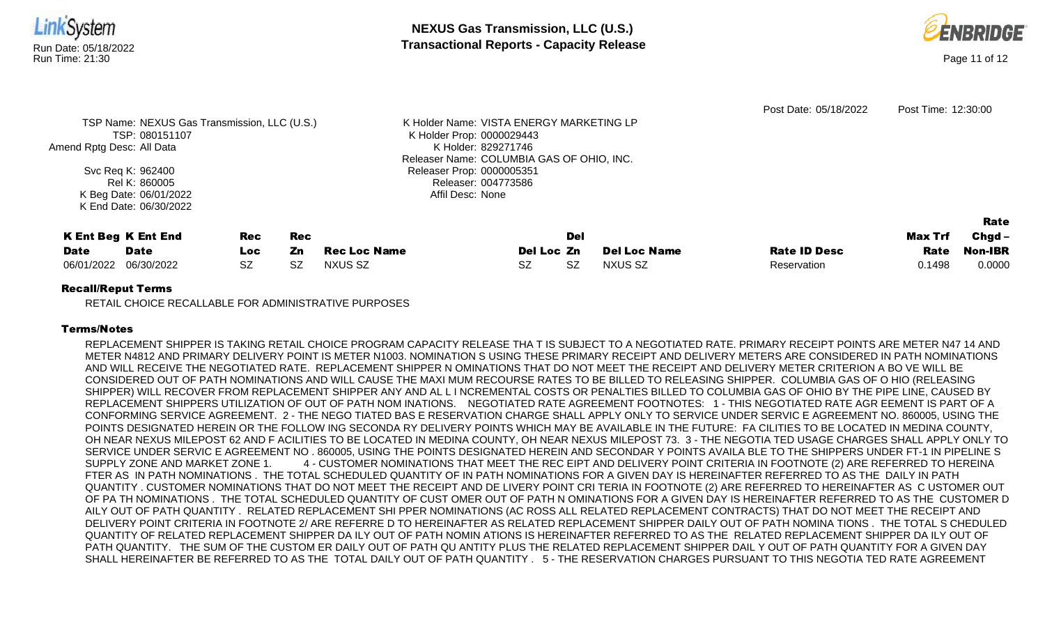Post Date: 05/18/2022 Post Time: 12:30:00

TSP Name: NEXUS Gas Transmission, LLC (U.S.)
TSP: 080151107
Amend Rptg Desc: All Data
Svc Req K: 962400
Rel K: 860005
K Beg Date: 06/01/2022
K End Date: 06/30/2022

K Holder Name: VISTA ENERGY MARKETING LP
K Holder Prop: 0000029443
K Holder: 829271746
Releaser Name: COLUMBIA GAS OF OHIO, INC.
Releaser Prop: 0000005351
Releaser: 004773586
Affil Desc: None

| K Ent Beg Date | K Ent End Date | Rec Loc | Rec Zn | Rec Loc Name | Del Loc | Del Zn | Del Loc Name | Rate ID Desc | Max Trf Rate | Rate Chgd – Non-IBR |
|---|---|---|---|---|---|---|---|---|---|---|
| 06/01/2022 | 06/30/2022 | SZ | SZ | NXUS SZ | SZ | SZ | NXUS SZ | Reservation | 0.1498 | 0.0000 |

**Recall/Reput Terms**

RETAIL CHOICE RECALLABLE FOR ADMINISTRATIVE PURPOSES

**Terms/Notes**

REPLACEMENT SHIPPER IS TAKING RETAIL CHOICE PROGRAM CAPACITY RELEASE THA T IS SUBJECT TO A NEGOTIATED RATE. PRIMARY RECEIPT POINTS ARE METER N47 14 AND METER N4812 AND PRIMARY DELIVERY POINT IS METER N1003. NOMINATION S USING THESE PRIMARY RECEIPT AND DELIVERY METERS ARE CONSIDERED IN PATH NOMINATIONS AND WILL RECEIVE THE NEGOTIATED RATE. REPLACEMENT SHIPPER N OMINATIONS THAT DO NOT MEET THE RECEIPT AND DELIVERY METER CRITERION A BO VE WILL BE CONSIDERED OUT OF PATH NOMINATIONS AND WILL CAUSE THE MAXI MUM RECOURSE RATES TO BE BILLED TO RELEASING SHIPPER. COLUMBIA GAS OF O HIO (RELEASING SHIPPER) WILL RECOVER FROM REPLACEMENT SHIPPER ANY AND AL L I NCREMENTAL COSTS OR PENALTIES BILLED TO COLUMBIA GAS OF OHIO BY THE PIPE LINE, CAUSED BY REPLACEMENT SHIPPERS UTILIZATION OF OUT OF PATH NOM INATIONS. NEGOTIATED RATE AGREEMENT FOOTNOTES: 1 - THIS NEGOTIATED RATE AGR EEMENT IS PART OF A CONFORMING SERVICE AGREEMENT. 2 - THE NEGO TIATED BAS E RESERVATION CHARGE SHALL APPLY ONLY TO SERVICE UNDER SERVIC E AGREEMENT NO. 860005, USING THE POINTS DESIGNATED HEREIN OR THE FOLLOW ING SECONDA RY DELIVERY POINTS WHICH MAY BE AVAILABLE IN THE FUTURE: FA CILITIES TO BE LOCATED IN MEDINA COUNTY, OH NEAR NEXUS MILEPOST 62 AND F ACILITIES TO BE LOCATED IN MEDINA COUNTY, OH NEAR NEXUS MILEPOST 73. 3 - THE NEGOTIA TED USAGE CHARGES SHALL APPLY ONLY TO SERVICE UNDER SERVIC E AGREEMENT NO . 860005, USING THE POINTS DESIGNATED HEREIN AND SECONDAR Y POINTS AVAILA BLE TO THE SHIPPERS UNDER FT-1 IN PIPELINE S SUPPLY ZONE AND MARKET ZONE 1. 4 - CUSTOMER NOMINATIONS THAT MEET THE REC EIPT AND DELIVERY POINT CRITERIA IN FOOTNOTE (2) ARE REFERRED TO HEREINA FTER AS IN PATH NOMINATIONS . THE TOTAL SCHEDULED QUANTITY OF IN PATH NOMINATIONS FOR A GIVEN DAY IS HEREINAFTER REFERRED TO AS THE DAILY IN PATH QUANTITY . CUSTOMER NOMINATIONS THAT DO NOT MEET THE RECEIPT AND DE LIVERY POINT CRI TERIA IN FOOTNOTE (2) ARE REFERRED TO HEREINAFTER AS C USTOMER OUT OF PA TH NOMINATIONS . THE TOTAL SCHEDULED QUANTITY OF CUST OMER OUT OF PATH N OMINATIONS FOR A GIVEN DAY IS HEREINAFTER REFERRED TO AS THE CUSTOMER D AILY OUT OF PATH QUANTITY . RELATED REPLACEMENT SHI PPER NOMINATIONS (AC ROSS ALL RELATED REPLACEMENT CONTRACTS) THAT DO NOT MEET THE RECEIPT AND DELIVERY POINT CRITERIA IN FOOTNOTE 2/ ARE REFERRE D TO HEREINAFTER AS RELATED REPLACEMENT SHIPPER DAILY OUT OF PATH NOMINA TIONS . THE TOTAL S CHEDULED QUANTITY OF RELATED REPLACEMENT SHIPPER DA ILY OUT OF PATH NOMIN ATIONS IS HEREINAFTER REFERRED TO AS THE RELATED REPLACEMENT SHIPPER DA ILY OUT OF PATH QUANTITY. THE SUM OF THE CUSTOM ER DAILY OUT OF PATH QU ANTITY PLUS THE RELATED REPLACEMENT SHIPPER DAIL Y OUT OF PATH QUANTITY FOR A GIVEN DAY SHALL HEREINAFTER BE REFERRED TO AS THE TOTAL DAILY OUT OF PATH QUANTITY . 5 - THE RESERVATION CHARGES PURSUANT TO THIS NEGOTIA TED RATE AGREEMENT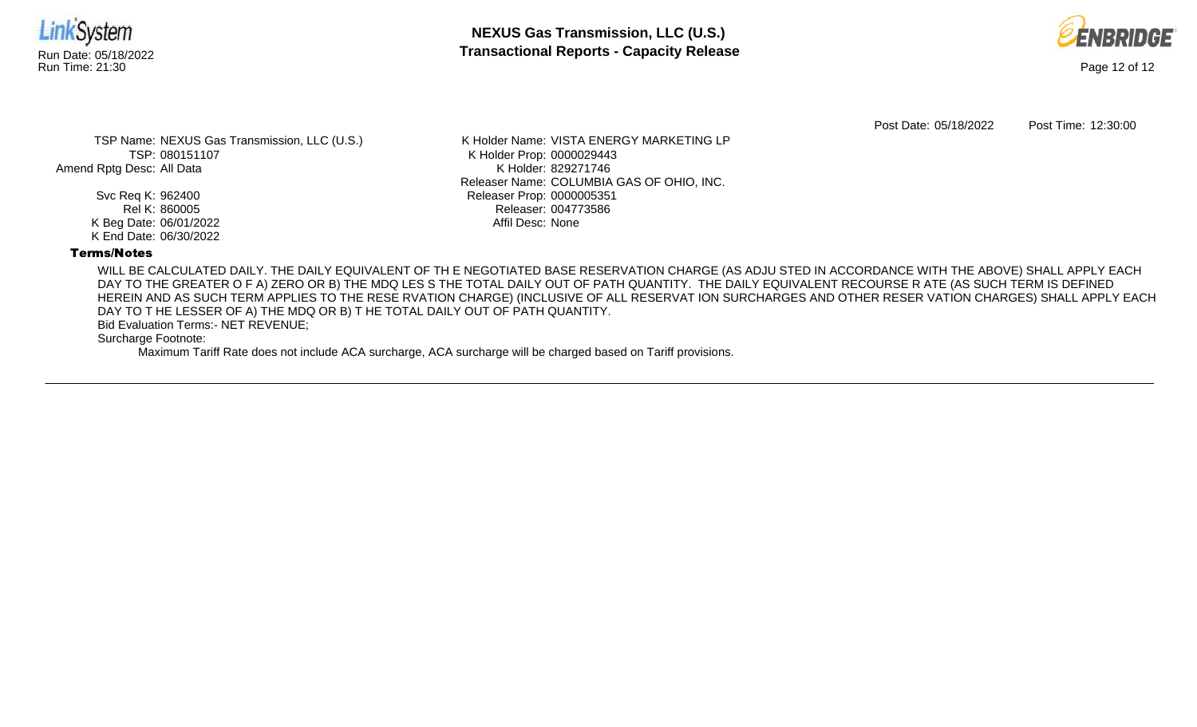Post Date: 05/18/2022 Post Time: 12:30:00

TSP Name: NEXUS Gas Transmission, LLC (U.S.)
TSP: 080151107
Amend Rptg Desc: All Data

Svc Req K: 962400
Rel K: 860005
K Beg Date: 06/01/2022
K End Date: 06/30/2022

K Holder Name: VISTA ENERGY MARKETING LP
K Holder Prop: 0000029443
K Holder: 829271746
Releaser Name: COLUMBIA GAS OF OHIO, INC.
Releaser Prop: 0000005351
Releaser: 004773586
Affil Desc: None

**Terms/Notes**

WILL BE CALCULATED DAILY. THE DAILY EQUIVALENT OF TH E NEGOTIATED BASE RESERVATION CHARGE (AS ADJU STED IN ACCORDANCE WITH THE ABOVE) SHALL APPLY EACH DAY TO THE GREATER O F A) ZERO OR B) THE MDQ LES S THE TOTAL DAILY OUT OF PATH QUANTITY. THE DAILY EQUIVALENT RECOURSE R ATE (AS SUCH TERM IS DEFINED HEREIN AND AS SUCH TERM APPLIES TO THE RESE RVATION CHARGE) (INCLUSIVE OF ALL RESERVAT ION SURCHARGES AND OTHER RESER VATION CHARGES) SHALL APPLY EACH DAY TO T HE LESSER OF A) THE MDQ OR B) T HE TOTAL DAILY OUT OF PATH QUANTITY.

Bid Evaluation Terms:- NET REVENUE;

Surcharge Footnote:

Maximum Tariff Rate does not include ACA surcharge, ACA surcharge will be charged based on Tariff provisions.